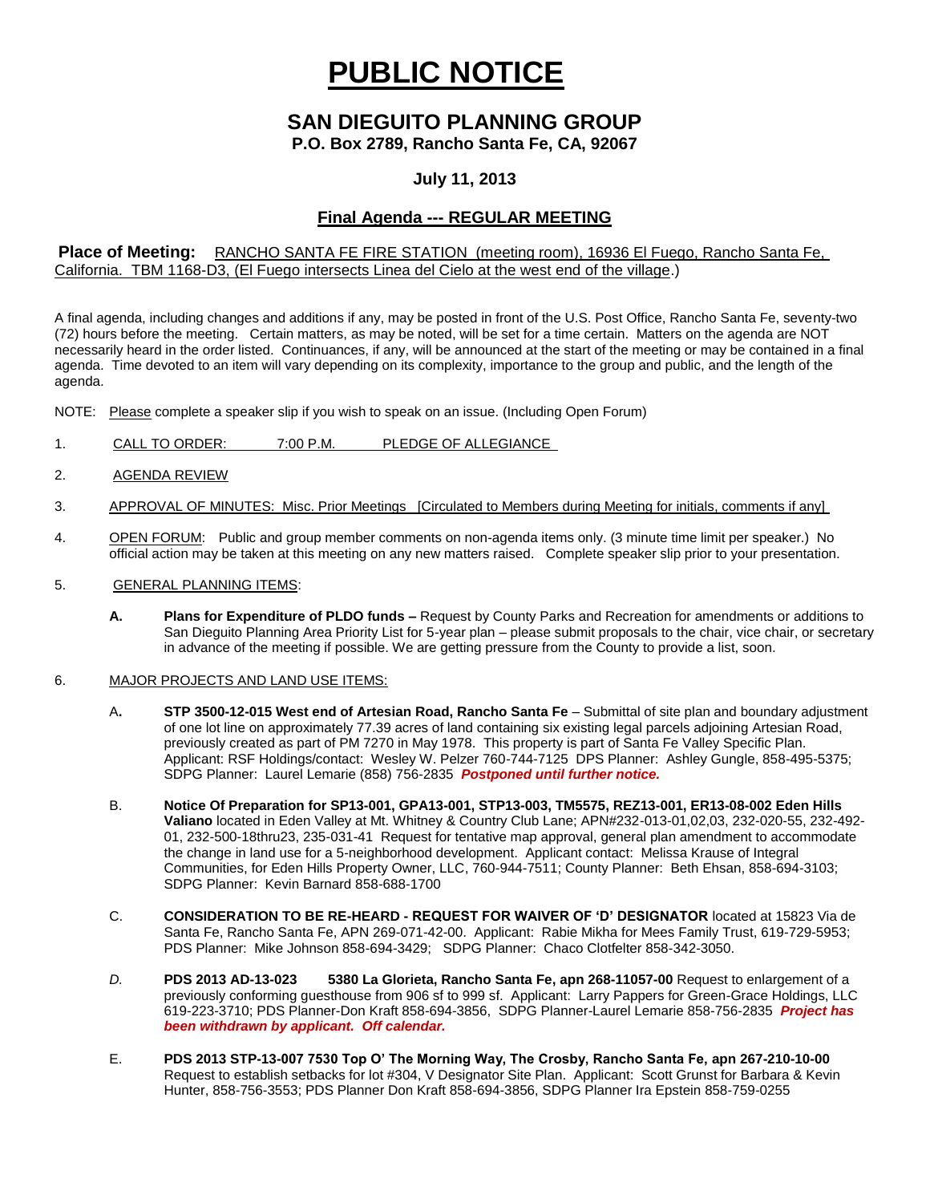# PUBLIC NOTICE

## SAN DIEGUITO PLANNING GROUP

**P.O. Box 2789, Rancho Santa Fe, CA, 92067**

**July 11, 2013**

### Final Agenda --- REGULAR MEETING

**Place of Meeting:** RANCHO SANTA FE FIRE STATION (meeting room), 16936 El Fuego, Rancho Santa Fe, California. TBM 1168-D3, (El Fuego intersects Linea del Cielo at the west end of the village.)

A final agenda, including changes and additions if any, may be posted in front of the U.S. Post Office, Rancho Santa Fe, seventy-two (72) hours before the meeting. Certain matters, as may be noted, will be set for a time certain. Matters on the agenda are NOT necessarily heard in the order listed. Continuances, if any, will be announced at the start of the meeting or may be contained in a final agenda. Time devoted to an item will vary depending on its complexity, importance to the group and public, and the length of the agenda.

NOTE: Please complete a speaker slip if you wish to speak on an issue. (Including Open Forum)

1. CALL TO ORDER: 7:00 P.M. PLEDGE OF ALLEGIANCE

2. AGENDA REVIEW

3. APPROVAL OF MINUTES: Misc. Prior Meetings [Circulated to Members during Meeting for initials, comments if any]

4. OPEN FORUM: Public and group member comments on non-agenda items only. (3 minute time limit per speaker.) No official action may be taken at this meeting on any new matters raised. Complete speaker slip prior to your presentation.

5. GENERAL PLANNING ITEMS:

   **A. Plans for Expenditure of PLDO funds –** Request by County Parks and Recreation for amendments or additions to San Dieguito Planning Area Priority List for 5-year plan – please submit proposals to the chair, vice chair, or secretary in advance of the meeting if possible. We are getting pressure from the County to provide a list, soon.

6. MAJOR PROJECTS AND LAND USE ITEMS:

   A. **STP 3500-12-015 West end of Artesian Road, Rancho Santa Fe** – Submittal of site plan and boundary adjustment of one lot line on approximately 77.39 acres of land containing six existing legal parcels adjoining Artesian Road, previously created as part of PM 7270 in May 1978. This property is part of Santa Fe Valley Specific Plan. Applicant: RSF Holdings/contact: Wesley W. Pelzer 760-744-7125 DPS Planner: Ashley Gungle, 858-495-5375; SDPG Planner: Laurel Lemarie (858) 756-2835 ***Postponed until further notice.***

   B. **Notice Of Preparation for SP13-001, GPA13-001, STP13-003, TM5575, REZ13-001, ER13-08-002 Eden Hills Valiano** located in Eden Valley at Mt. Whitney & Country Club Lane; APN#232-013-01,02,03, 232-020-55, 232-492-01, 232-500-18thru23, 235-031-41 Request for tentative map approval, general plan amendment to accommodate the change in land use for a 5-neighborhood development. Applicant contact: Melissa Krause of Integral Communities, for Eden Hills Property Owner, LLC, 760-944-7511; County Planner: Beth Ehsan, 858-694-3103; SDPG Planner: Kevin Barnard 858-688-1700

   C. **CONSIDERATION TO BE RE-HEARD - REQUEST FOR WAIVER OF 'D' DESIGNATOR** located at 15823 Via de Santa Fe, Rancho Santa Fe, APN 269-071-42-00. Applicant: Rabie Mikha for Mees Family Trust, 619-729-5953; PDS Planner: Mike Johnson 858-694-3429; SDPG Planner: Chaco Clotfelter 858-342-3050.

   *D.* **PDS 2013 AD-13-023 5380 La Glorieta, Rancho Santa Fe, apn 268-11057-00** Request to enlargement of a previously conforming guesthouse from 906 sf to 999 sf. Applicant: Larry Pappers for Green-Grace Holdings, LLC 619-223-3710; PDS Planner-Don Kraft 858-694-3856, SDPG Planner-Laurel Lemarie 858-756-2835 ***Project has been withdrawn by applicant. Off calendar.***

   E. **PDS 2013 STP-13-007 7530 Top O' The Morning Way, The Crosby, Rancho Santa Fe, apn 267-210-10-00** Request to establish setbacks for lot #304, V Designator Site Plan. Applicant: Scott Grunst for Barbara & Kevin Hunter, 858-756-3553; PDS Planner Don Kraft 858-694-3856, SDPG Planner Ira Epstein 858-759-0255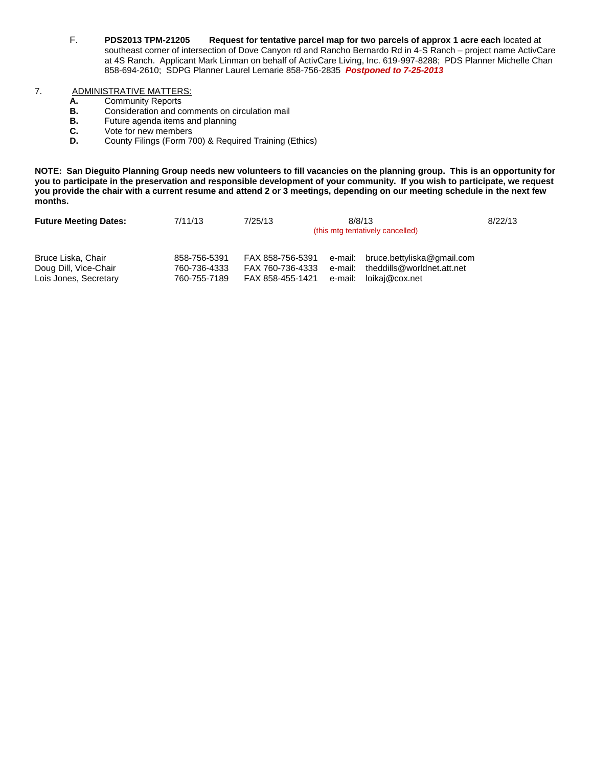F. **PDS2013 TPM-21205 Request for tentative parcel map for two parcels of approx 1 acre each** located at southeast corner of intersection of Dove Canyon rd and Rancho Bernardo Rd in 4-S Ranch – project name ActivCare at 4S Ranch. Applicant Mark Linman on behalf of ActivCare Living, Inc. 619-997-8288; PDS Planner Michelle Chan 858-694-2610; SDPG Planner Laurel Lemarie 858-756-2835 ***Postponed to 7-25-2013***

7. ADMINISTRATIVE MATTERS:
   - **A.** Community Reports
   - **B.** Consideration and comments on circulation mail
   - **B.** Future agenda items and planning
   - **C.** Vote for new members
   - **D.** County Filings (Form 700) & Required Training (Ethics)

**NOTE: San Dieguito Planning Group needs new volunteers to fill vacancies on the planning group. This is an opportunity for you to participate in the preservation and responsible development of your community. If you wish to participate, we request you provide the chair with a current resume and attend 2 or 3 meetings, depending on our meeting schedule in the next few months.**

| | | | | |
|---|---|---|---|---|
| **Future Meeting Dates:** | 7/11/13 | 7/25/13 | 8/8/13 (this mtg tentatively cancelled) | 8/22/13 |

| | | | |
|---|---|---|---|
| Bruce Liska, Chair | 858-756-5391 | FAX 858-756-5391 | e-mail: bruce.bettyliska@gmail.com |
| Doug Dill, Vice-Chair | 760-736-4333 | FAX 760-736-4333 | e-mail: theddills@worldnet.att.net |
| Lois Jones, Secretary | 760-755-7189 | FAX 858-455-1421 | e-mail: loikaj@cox.net |